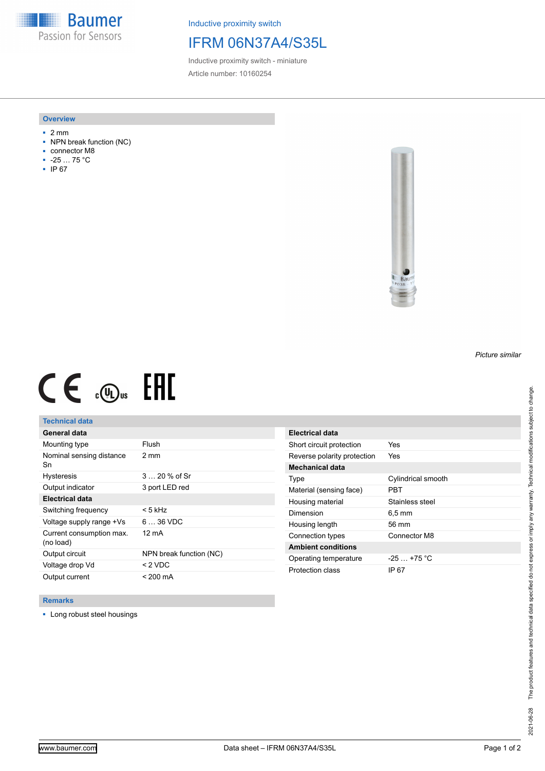Inductive proximity switch

# IFRM 06N37A4/S35L

Inductive proximity switch - miniature

Article number: 10160254

## Overview

- 2 mm
- NPN break function (NC)
- connector M8
- -25 … 75 °C
- IP 67

*Picture similar*

## Technical data

| General data | |
|---|---|
| Mounting type | Flush |
| Nominal sensing distance Sn | 2 mm |
| Hysteresis | 3 … 20 % of Sr |
| Output indicator | 3 port LED red |
| **Electrical data** | |
| Switching frequency | < 5 kHz |
| Voltage supply range +Vs | 6 … 36 VDC |
| Current consumption max. (no load) | 12 mA |
| Output circuit | NPN break function (NC) |
| Voltage drop Vd | < 2 VDC |
| Output current | < 200 mA |

| Electrical data | |
|---|---|
| Short circuit protection | Yes |
| Reverse polarity protection | Yes |
| **Mechanical data** | |
| Type | Cylindrical smooth |
| Material (sensing face) | PBT |
| Housing material | Stainless steel |
| Dimension | 6,5 mm |
| Housing length | 56 mm |
| Connection types | Connector M8 |
| **Ambient conditions** | |
| Operating temperature | -25 … +75 °C |
| Protection class | IP 67 |

## Remarks

- Long robust steel housings

The product features and technical data specified do not express or imply any warranty. Technical modifications subject to change.

2021-06-28

www.baumer.com

Data sheet – IFRM 06N37A4/S35L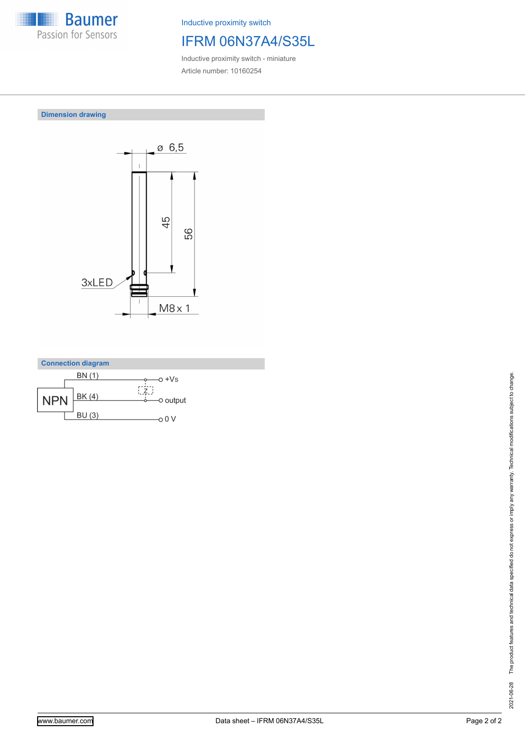Inductive proximity switch

# IFRM 06N37A4/S35L

Inductive proximity switch - miniature

Article number: 10160254

## Dimension drawing

ø 6,5

45

56

3xLED

M8 x 1

## Connection diagram

NPN

BN (1) +Vs

BK (4) output

Z

BU (3) 0 V

The product features and technical data specified do not express or imply any warranty. Technical modifications subject to change.

2021-06-28